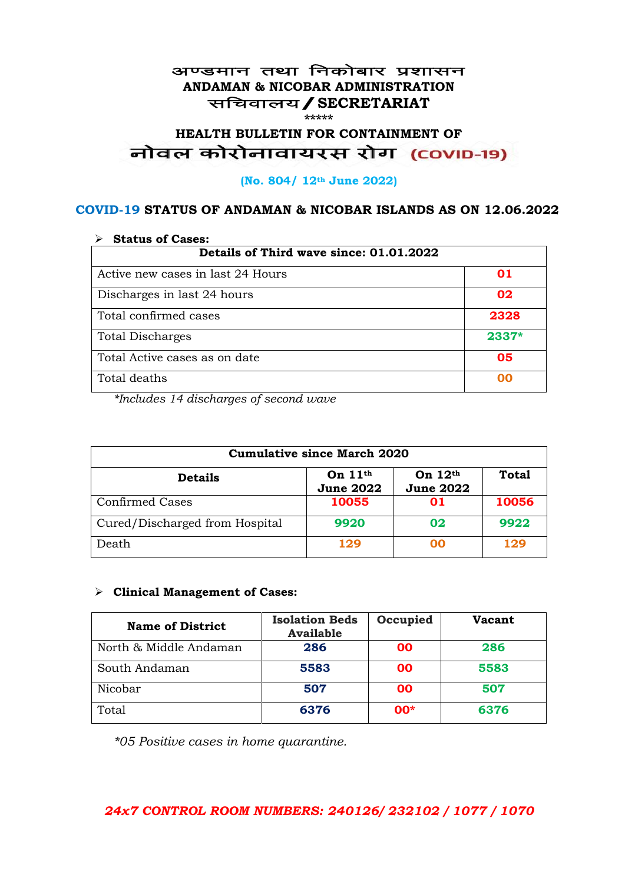# अण्डमान तथा निकोबार प्रशासन
## ANDAMAN & NICOBAR ADMINISTRATION
## सचिवालय / SECRETARIAT

\*\*\*\*\*

### HEALTH BULLETIN FOR CONTAINMENT OF
### नोवल कोरोनावायरस रोग (COVID-19)

**(No. 804/ 12th June 2022)**

### COVID-19 STATUS OF ANDAMAN & NICOBAR ISLANDS AS ON 12.06.2022

- **Status of Cases:**

| Details of Third wave since: 01.01.2022 | |
|---|---|
| Active new cases in last 24 Hours | 01 |
| Discharges in last 24 hours | 02 |
| Total confirmed cases | 2328 |
| Total Discharges | 2337* |
| Total Active cases as on date | 05 |
| Total deaths | 00 |

*\*Includes 14 discharges of second wave*

| Cumulative since March 2020 | | | |
|---|---|---|---|
| **Details** | **On 11th June 2022** | **On 12th June 2022** | **Total** |
| Confirmed Cases | 10055 | 01 | 10056 |
| Cured/Discharged from Hospital | 9920 | 02 | 9922 |
| Death | 129 | 00 | 129 |

- **Clinical Management of Cases:**

| Name of District | Isolation Beds Available | Occupied | Vacant |
|---|---|---|---|
| North & Middle Andaman | 286 | 00 | 286 |
| South Andaman | 5583 | 00 | 5583 |
| Nicobar | 507 | 00 | 507 |
| Total | 6376 | 00* | 6376 |

*\*05 Positive cases in home quarantine.*

***24x7 CONTROL ROOM NUMBERS: 240126/ 232102 / 1077 / 1070***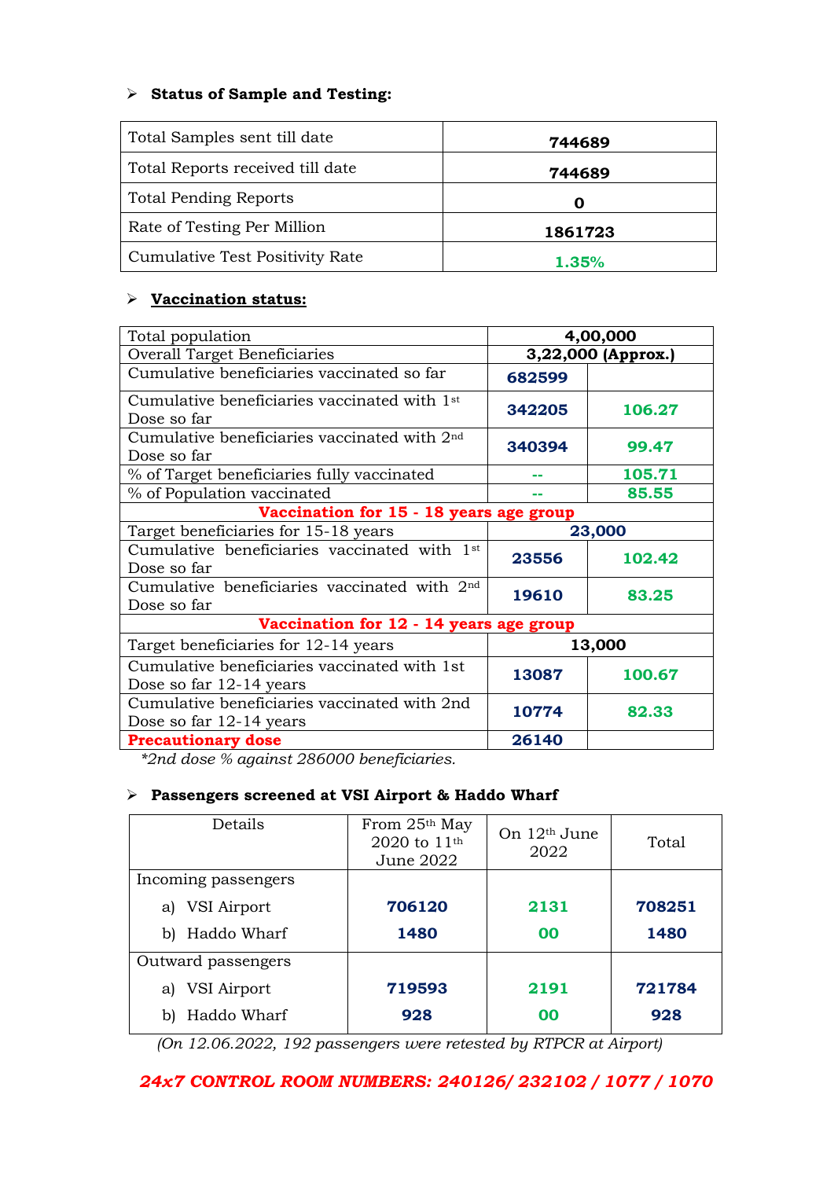- **Status of Sample and Testing:**

| | |
|---|---|
| Total Samples sent till date | 744689 |
| Total Reports received till date | 744689 |
| Total Pending Reports | 0 |
| Rate of Testing Per Million | 1861723 |
| Cumulative Test Positivity Rate | 1.35% |

- **Vaccination status:**

| | | |
|---|---|---|
| Total population | 4,00,000 | |
| Overall Target Beneficiaries | 3,22,000 (Approx.) | |
| Cumulative beneficiaries vaccinated so far | 682599 | |
| Cumulative beneficiaries vaccinated with 1st Dose so far | 342205 | 106.27 |
| Cumulative beneficiaries vaccinated with 2nd Dose so far | 340394 | 99.47 |
| % of Target beneficiaries fully vaccinated | -- | 105.71 |
| % of Population vaccinated | -- | 85.55 |
| **Vaccination for 15 - 18 years age group** | | |
| Target beneficiaries for 15-18 years | 23,000 | |
| Cumulative beneficiaries vaccinated with 1st Dose so far | 23556 | 102.42 |
| Cumulative beneficiaries vaccinated with 2nd Dose so far | 19610 | 83.25 |
| **Vaccination for 12 - 14 years age group** | | |
| Target beneficiaries for 12-14 years | 13,000 | |
| Cumulative beneficiaries vaccinated with 1st Dose so far 12-14 years | 13087 | 100.67 |
| Cumulative beneficiaries vaccinated with 2nd Dose so far 12-14 years | 10774 | 82.33 |
| **Precautionary dose** | 26140 | |

*\*2nd dose % against 286000 beneficiaries.*

- **Passengers screened at VSI Airport & Haddo Wharf**

| Details | From 25th May 2020 to 11th June 2022 | On 12th June 2022 | Total |
|---|---|---|---|
| Incoming passengers | | | |
| a) VSI Airport | 706120 | 2131 | 708251 |
| b) Haddo Wharf | 1480 | 00 | 1480 |
| Outward passengers | | | |
| a) VSI Airport | 719593 | 2191 | 721784 |
| b) Haddo Wharf | 928 | 00 | 928 |

*(On 12.06.2022, 192 passengers were retested by RTPCR at Airport)*

***24x7 CONTROL ROOM NUMBERS: 240126/ 232102 / 1077 / 1070***